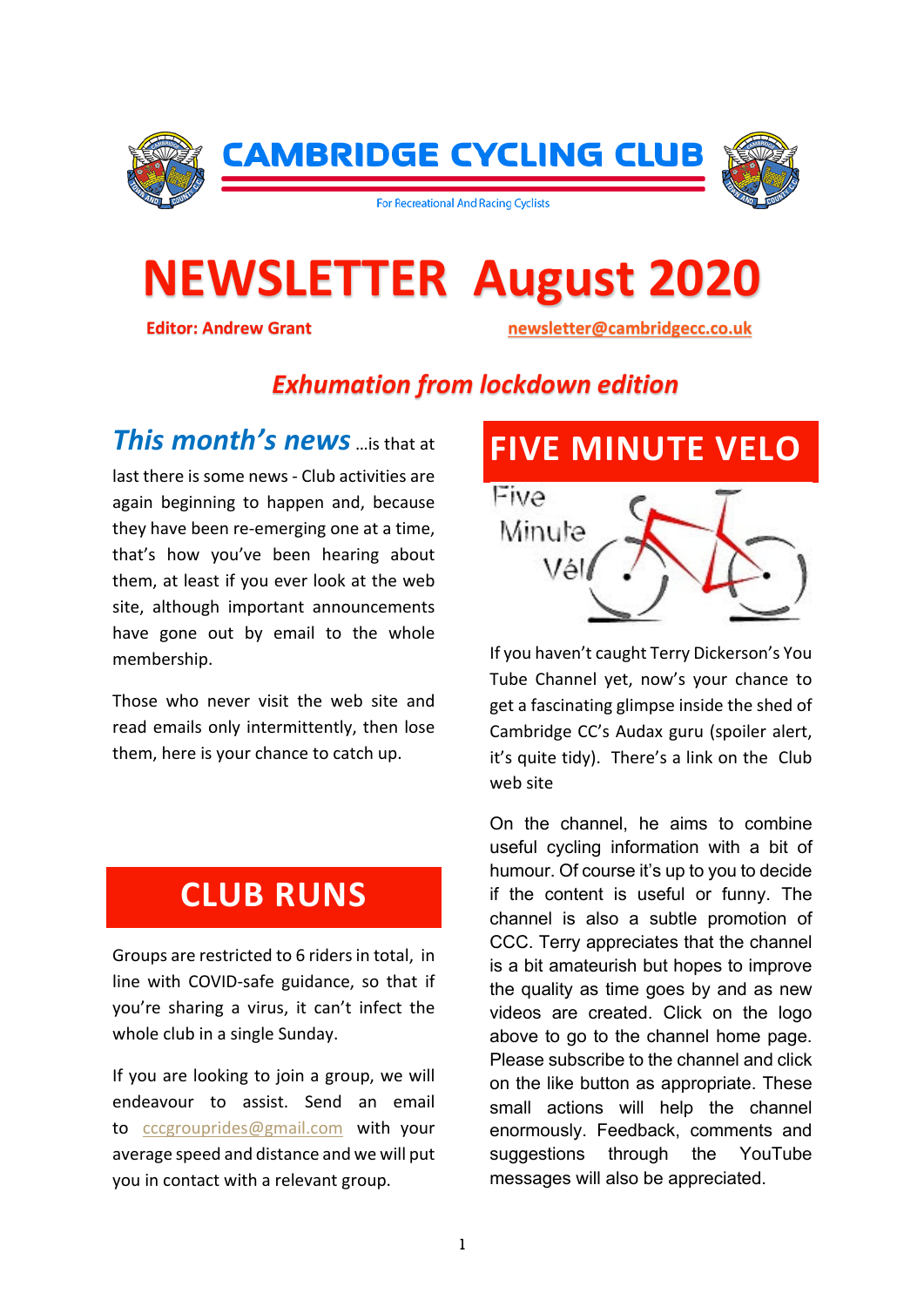# CAMBRIDGE CYCLING CLUB

For Recreational And Racing Cyclists

# NEWSLETTER August 2020

**Editor: Andrew Grant** newsletter@cambridgecc.co.uk

## *Exhumation from lockdown edition*

***This month's news*** …is that at last there is some news - Club activities are again beginning to happen and, because they have been re-emerging one at a time, that's how you've been hearing about them, at least if you ever look at the web site, although important announcements have gone out by email to the whole membership.

Those who never visit the web site and read emails only intermittently, then lose them, here is your chance to catch up.

## CLUB RUNS

Groups are restricted to 6 riders in total, in line with COVID-safe guidance, so that if you're sharing a virus, it can't infect the whole club in a single Sunday.

If you are looking to join a group, we will endeavour to assist. Send an email to cccgrouprides@gmail.com with your average speed and distance and we will put you in contact with a relevant group.

## FIVE MINUTE VELO

Five Minute Vél

If you haven't caught Terry Dickerson's You Tube Channel yet, now's your chance to get a fascinating glimpse inside the shed of Cambridge CC's Audax guru (spoiler alert, it's quite tidy). There's a link on the Club web site

On the channel, he aims to combine useful cycling information with a bit of humour. Of course it's up to you to decide if the content is useful or funny. The channel is also a subtle promotion of CCC. Terry appreciates that the channel is a bit amateurish but hopes to improve the quality as time goes by and as new videos are created. Click on the logo above to go to the channel home page. Please subscribe to the channel and click on the like button as appropriate. These small actions will help the channel enormously. Feedback, comments and suggestions through the YouTube messages will also be appreciated.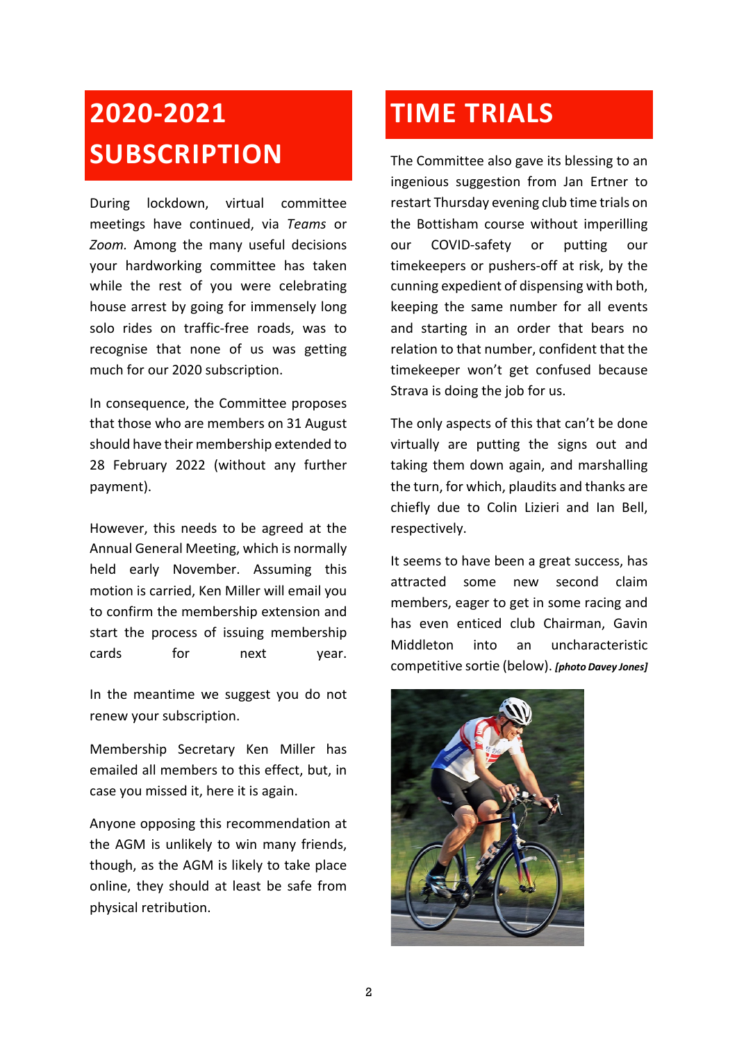# 2020-2021 SUBSCRIPTION

During lockdown, virtual committee meetings have continued, via *Teams* or *Zoom.* Among the many useful decisions your hardworking committee has taken while the rest of you were celebrating house arrest by going for immensely long solo rides on traffic-free roads, was to recognise that none of us was getting much for our 2020 subscription.

In consequence, the Committee proposes that those who are members on 31 August should have their membership extended to 28 February 2022 (without any further payment).

However, this needs to be agreed at the Annual General Meeting, which is normally held early November. Assuming this motion is carried, Ken Miller will email you to confirm the membership extension and start the process of issuing membership cards for next year.

In the meantime we suggest you do not renew your subscription.

Membership Secretary Ken Miller has emailed all members to this effect, but, in case you missed it, here it is again.

Anyone opposing this recommendation at the AGM is unlikely to win many friends, though, as the AGM is likely to take place online, they should at least be safe from physical retribution.

# TIME TRIALS

The Committee also gave its blessing to an ingenious suggestion from Jan Ertner to restart Thursday evening club time trials on the Bottisham course without imperilling our COVID-safety or putting our timekeepers or pushers-off at risk, by the cunning expedient of dispensing with both, keeping the same number for all events and starting in an order that bears no relation to that number, confident that the timekeeper won't get confused because Strava is doing the job for us.

The only aspects of this that can't be done virtually are putting the signs out and taking them down again, and marshalling the turn, for which, plaudits and thanks are chiefly due to Colin Lizieri and Ian Bell, respectively.

It seems to have been a great success, has attracted some new second claim members, eager to get in some racing and has even enticed club Chairman, Gavin Middleton into an uncharacteristic competitive sortie (below). ***[photo Davey Jones]***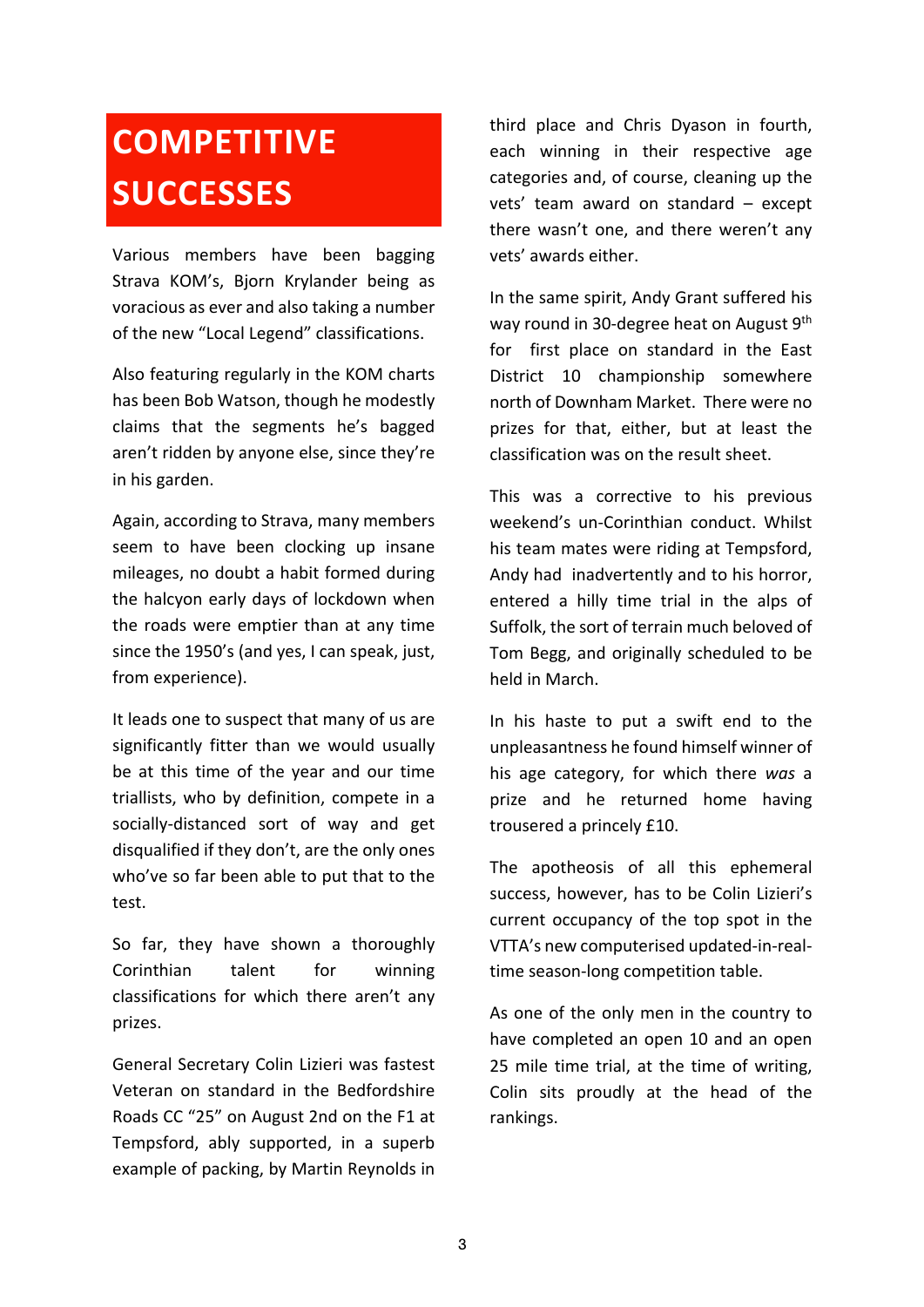# COMPETITIVE SUCCESSES

Various members have been bagging Strava KOM's, Bjorn Krylander being as voracious as ever and also taking a number of the new "Local Legend" classifications.

Also featuring regularly in the KOM charts has been Bob Watson, though he modestly claims that the segments he's bagged aren't ridden by anyone else, since they're in his garden.

Again, according to Strava, many members seem to have been clocking up insane mileages, no doubt a habit formed during the halcyon early days of lockdown when the roads were emptier than at any time since the 1950's (and yes, I can speak, just, from experience).

It leads one to suspect that many of us are significantly fitter than we would usually be at this time of the year and our time triallists, who by definition, compete in a socially-distanced sort of way and get disqualified if they don't, are the only ones who've so far been able to put that to the test.

So far, they have shown a thoroughly Corinthian talent for winning classifications for which there aren't any prizes.

General Secretary Colin Lizieri was fastest Veteran on standard in the Bedfordshire Roads CC "25" on August 2nd on the F1 at Tempsford, ably supported, in a superb example of packing, by Martin Reynolds in third place and Chris Dyason in fourth, each winning in their respective age categories and, of course, cleaning up the vets' team award on standard – except there wasn't one, and there weren't any vets' awards either.

In the same spirit, Andy Grant suffered his way round in 30-degree heat on August 9th for first place on standard in the East District 10 championship somewhere north of Downham Market. There were no prizes for that, either, but at least the classification was on the result sheet.

This was a corrective to his previous weekend's un-Corinthian conduct. Whilst his team mates were riding at Tempsford, Andy had inadvertently and to his horror, entered a hilly time trial in the alps of Suffolk, the sort of terrain much beloved of Tom Begg, and originally scheduled to be held in March.

In his haste to put a swift end to the unpleasantness he found himself winner of his age category, for which there *was* a prize and he returned home having trousered a princely £10.

The apotheosis of all this ephemeral success, however, has to be Colin Lizieri's current occupancy of the top spot in the VTTA's new computerised updated-in-real-time season-long competition table.

As one of the only men in the country to have completed an open 10 and an open 25 mile time trial, at the time of writing, Colin sits proudly at the head of the rankings.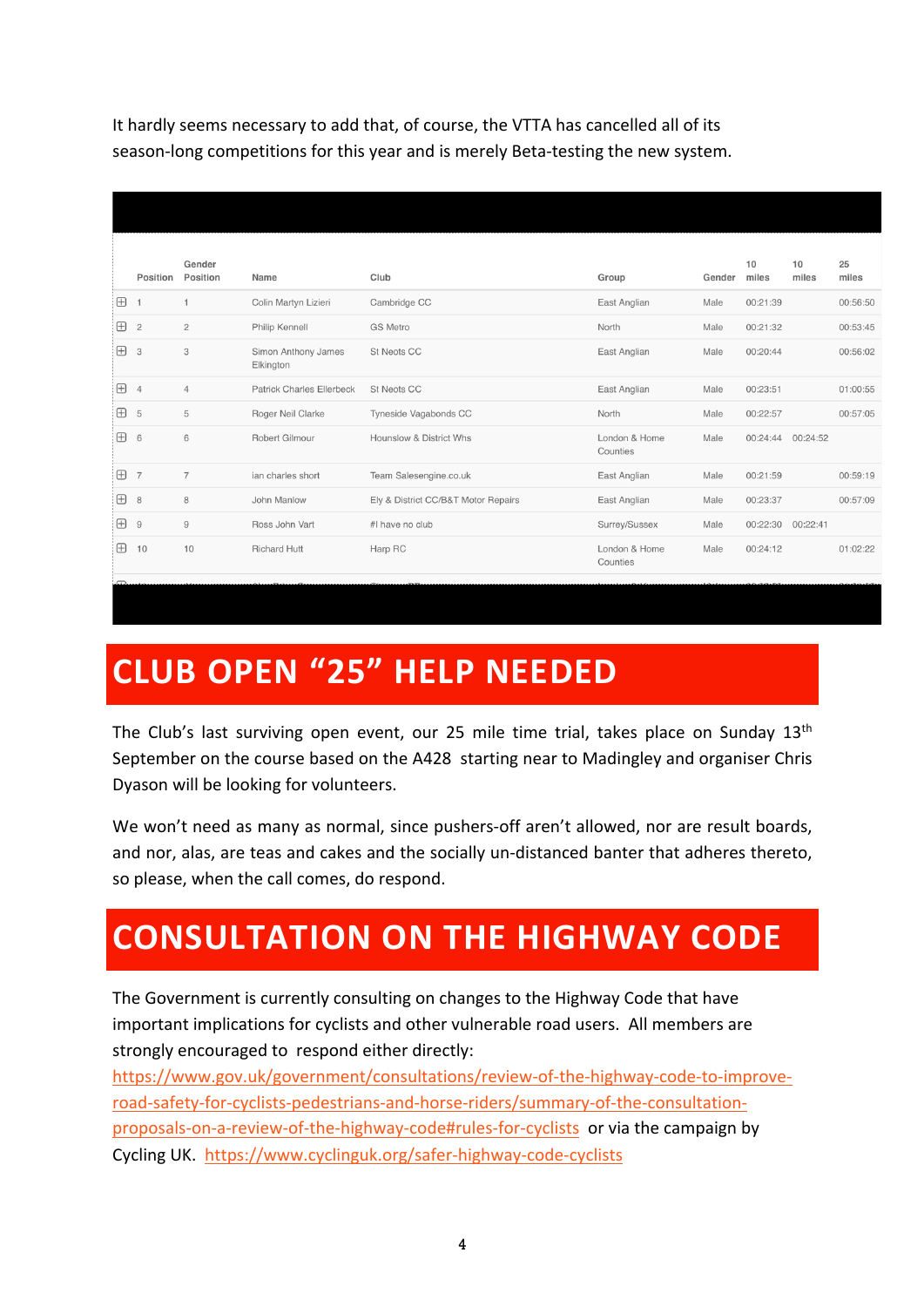It hardly seems necessary to add that, of course, the VTTA has cancelled all of its season-long competitions for this year and is merely Beta-testing the new system.

| | Position | Gender Position | Name | Club | Group | Gender | 10 miles | 10 miles | 25 miles |
|---|---|---|---|---|---|---|---|---|---|
| ⊞ | 1 | 1 | Colin Martyn Lizieri | Cambridge CC | East Anglian | Male | 00:21:39 | | 00:56:50 |
| ⊞ | 2 | 2 | Philip Kennell | GS Metro | North | Male | 00:21:32 | | 00:53:45 |
| ⊞ | 3 | 3 | Simon Anthony James Elkington | St Neots CC | East Anglian | Male | 00:20:44 | | 00:56:02 |
| ⊞ | 4 | 4 | Patrick Charles Ellerbeck | St Neots CC | East Anglian | Male | 00:23:51 | | 01:00:55 |
| ⊞ | 5 | 5 | Roger Neil Clarke | Tyneside Vagabonds CC | North | Male | 00:22:57 | | 00:57:05 |
| ⊞ | 6 | 6 | Robert Gilmour | Hounslow & District Whs | London & Home Counties | Male | 00:24:44 | 00:24:52 | |
| ⊞ | 7 | 7 | ian charles short | Team Salesengine.co.uk | East Anglian | Male | 00:21:59 | | 00:59:19 |
| ⊞ | 8 | 8 | John Manlow | Ely & District CC/B&T Motor Repairs | East Anglian | Male | 00:23:37 | | 00:57:09 |
| ⊞ | 9 | 9 | Ross John Vart | #I have no club | Surrey/Sussex | Male | 00:22:30 | 00:22:41 | |
| ⊞ | 10 | 10 | Richard Hutt | Harp RC | London & Home Counties | Male | 00:24:12 | | 01:02:22 |

# CLUB OPEN “25” HELP NEEDED

The Club’s last surviving open event, our 25 mile time trial, takes place on Sunday 13th September on the course based on the A428 starting near to Madingley and organiser Chris Dyason will be looking for volunteers.

We won’t need as many as normal, since pushers-off aren’t allowed, nor are result boards, and nor, alas, are teas and cakes and the socially un-distanced banter that adheres thereto, so please, when the call comes, do respond.

# CONSULTATION ON THE HIGHWAY CODE

The Government is currently consulting on changes to the Highway Code that have important implications for cyclists and other vulnerable road users. All members are strongly encouraged to respond either directly: https://www.gov.uk/government/consultations/review-of-the-highway-code-to-improve-road-safety-for-cyclists-pedestrians-and-horse-riders/summary-of-the-consultation-proposals-on-a-review-of-the-highway-code#rules-for-cyclists or via the campaign by Cycling UK. https://www.cyclinguk.org/safer-highway-code-cyclists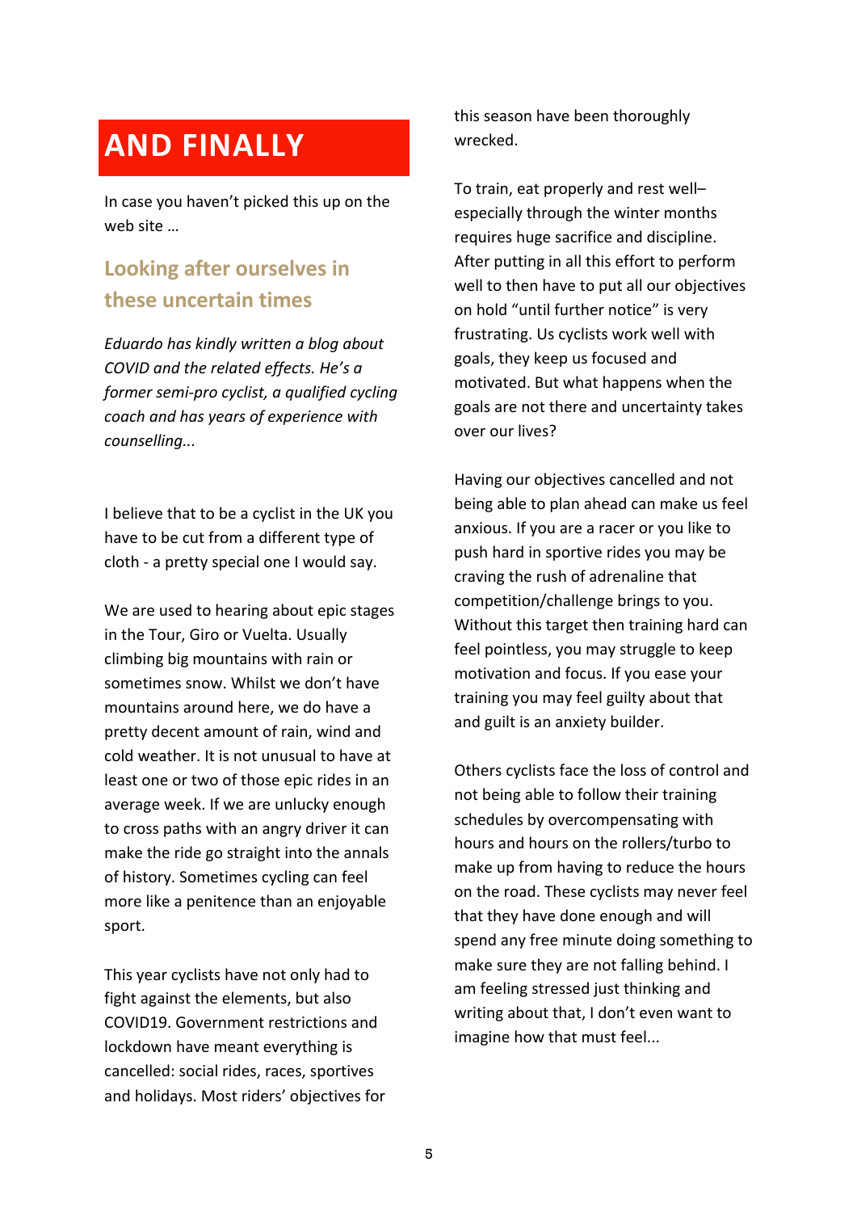# AND FINALLY

In case you haven't picked this up on the web site …

## Looking after ourselves in these uncertain times

*Eduardo has kindly written a blog about COVID and the related effects. He's a former semi-pro cyclist, a qualified cycling coach and has years of experience with counselling...*

I believe that to be a cyclist in the UK you have to be cut from a different type of cloth - a pretty special one I would say.

We are used to hearing about epic stages in the Tour, Giro or Vuelta. Usually climbing big mountains with rain or sometimes snow. Whilst we don't have mountains around here, we do have a pretty decent amount of rain, wind and cold weather. It is not unusual to have at least one or two of those epic rides in an average week. If we are unlucky enough to cross paths with an angry driver it can make the ride go straight into the annals of history. Sometimes cycling can feel more like a penitence than an enjoyable sport.

This year cyclists have not only had to fight against the elements, but also COVID19. Government restrictions and lockdown have meant everything is cancelled: social rides, races, sportives and holidays. Most riders' objectives for this season have been thoroughly wrecked.

To train, eat properly and rest well– especially through the winter months requires huge sacrifice and discipline. After putting in all this effort to perform well to then have to put all our objectives on hold "until further notice" is very frustrating. Us cyclists work well with goals, they keep us focused and motivated. But what happens when the goals are not there and uncertainty takes over our lives?

Having our objectives cancelled and not being able to plan ahead can make us feel anxious. If you are a racer or you like to push hard in sportive rides you may be craving the rush of adrenaline that competition/challenge brings to you. Without this target then training hard can feel pointless, you may struggle to keep motivation and focus. If you ease your training you may feel guilty about that and guilt is an anxiety builder.

Others cyclists face the loss of control and not being able to follow their training schedules by overcompensating with hours and hours on the rollers/turbo to make up from having to reduce the hours on the road. These cyclists may never feel that they have done enough and will spend any free minute doing something to make sure they are not falling behind. I am feeling stressed just thinking and writing about that, I don't even want to imagine how that must feel...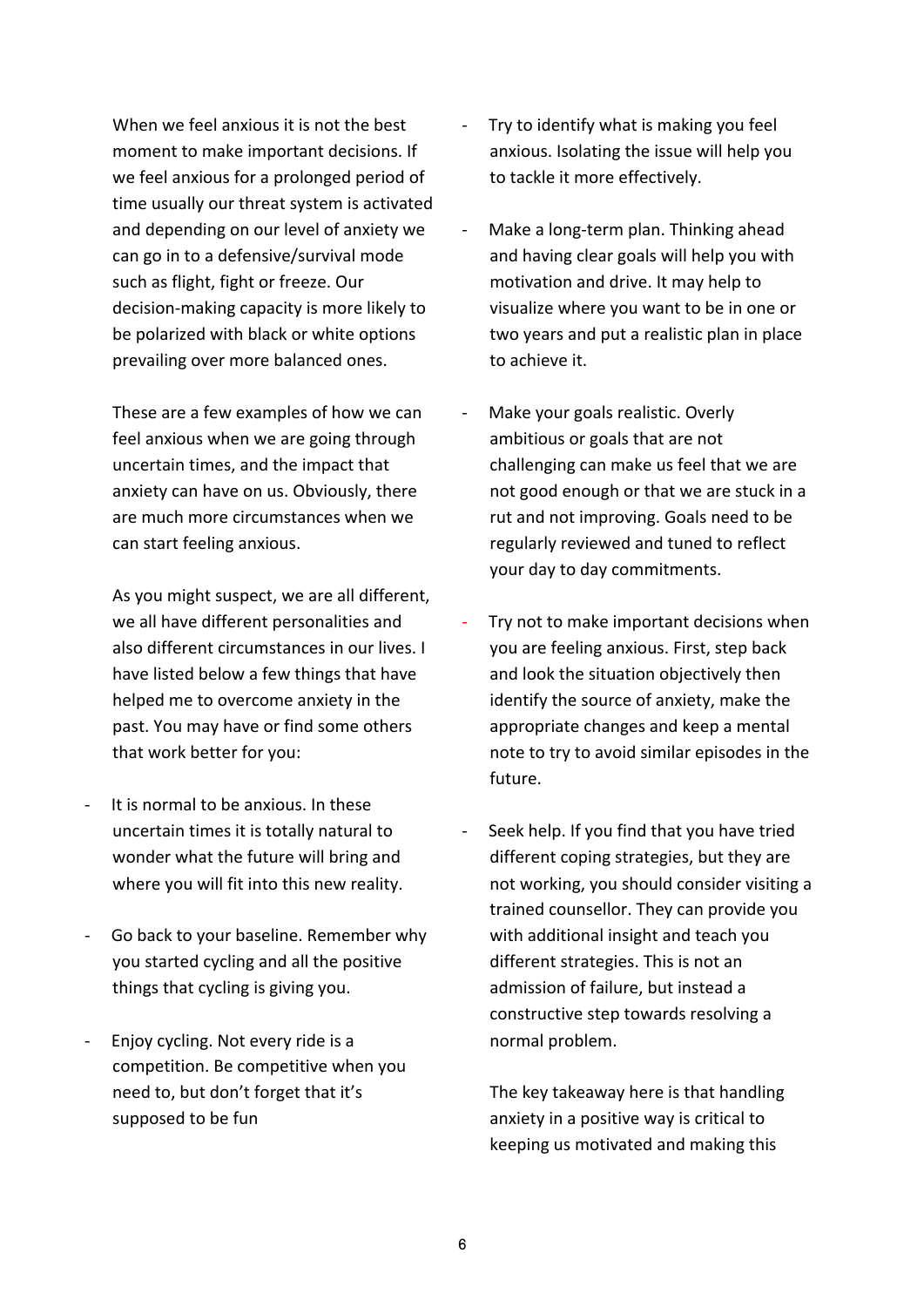When we feel anxious it is not the best moment to make important decisions. If we feel anxious for a prolonged period of time usually our threat system is activated and depending on our level of anxiety we can go in to a defensive/survival mode such as flight, fight or freeze. Our decision-making capacity is more likely to be polarized with black or white options prevailing over more balanced ones.

These are a few examples of how we can feel anxious when we are going through uncertain times, and the impact that anxiety can have on us. Obviously, there are much more circumstances when we can start feeling anxious.

As you might suspect, we are all different, we all have different personalities and also different circumstances in our lives. I have listed below a few things that have helped me to overcome anxiety in the past. You may have or find some others that work better for you:

- It is normal to be anxious. In these uncertain times it is totally natural to wonder what the future will bring and where you will fit into this new reality.

- Go back to your baseline. Remember why you started cycling and all the positive things that cycling is giving you.

- Enjoy cycling. Not every ride is a competition. Be competitive when you need to, but don't forget that it's supposed to be fun

- Try to identify what is making you feel anxious. Isolating the issue will help you to tackle it more effectively.

- Make a long-term plan. Thinking ahead and having clear goals will help you with motivation and drive. It may help to visualize where you want to be in one or two years and put a realistic plan in place to achieve it.

- Make your goals realistic. Overly ambitious or goals that are not challenging can make us feel that we are not good enough or that we are stuck in a rut and not improving. Goals need to be regularly reviewed and tuned to reflect your day to day commitments.

- Try not to make important decisions when you are feeling anxious. First, step back and look the situation objectively then identify the source of anxiety, make the appropriate changes and keep a mental note to try to avoid similar episodes in the future.

- Seek help. If you find that you have tried different coping strategies, but they are not working, you should consider visiting a trained counsellor. They can provide you with additional insight and teach you different strategies. This is not an admission of failure, but instead a constructive step towards resolving a normal problem.

The key takeaway here is that handling anxiety in a positive way is critical to keeping us motivated and making this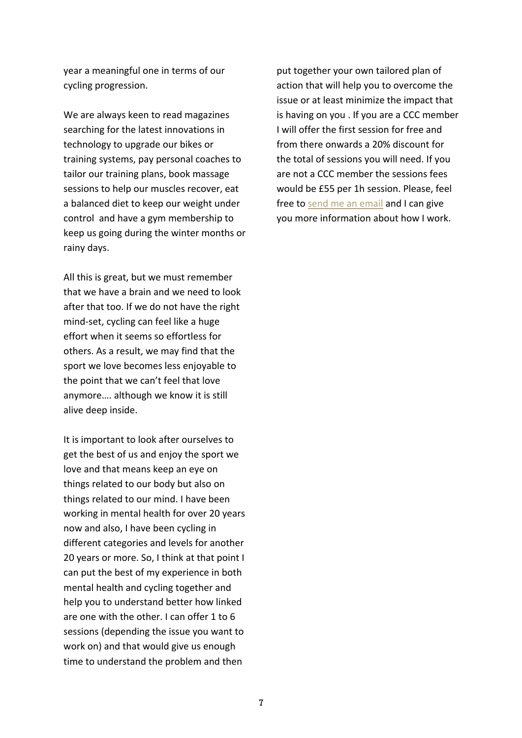year a meaningful one in terms of our cycling progression.

We are always keen to read magazines searching for the latest innovations in technology to upgrade our bikes or training systems, pay personal coaches to tailor our training plans, book massage sessions to help our muscles recover, eat a balanced diet to keep our weight under control and have a gym membership to keep us going during the winter months or rainy days.

All this is great, but we must remember that we have a brain and we need to look after that too. If we do not have the right mind-set, cycling can feel like a huge effort when it seems so effortless for others. As a result, we may find that the sport we love becomes less enjoyable to the point that we can't feel that love anymore…. although we know it is still alive deep inside.

It is important to look after ourselves to get the best of us and enjoy the sport we love and that means keep an eye on things related to our body but also on things related to our mind. I have been working in mental health for over 20 years now and also, I have been cycling in different categories and levels for another 20 years or more. So, I think at that point I can put the best of my experience in both mental health and cycling together and help you to understand better how linked are one with the other. I can offer 1 to 6 sessions (depending the issue you want to work on) and that would give us enough time to understand the problem and then put together your own tailored plan of action that will help you to overcome the issue or at least minimize the impact that is having on you . If you are a CCC member I will offer the first session for free and from there onwards a 20% discount for the total of sessions you will need. If you are not a CCC member the sessions fees would be £55 per 1h session. Please, feel free to send me an email and I can give you more information about how I work.